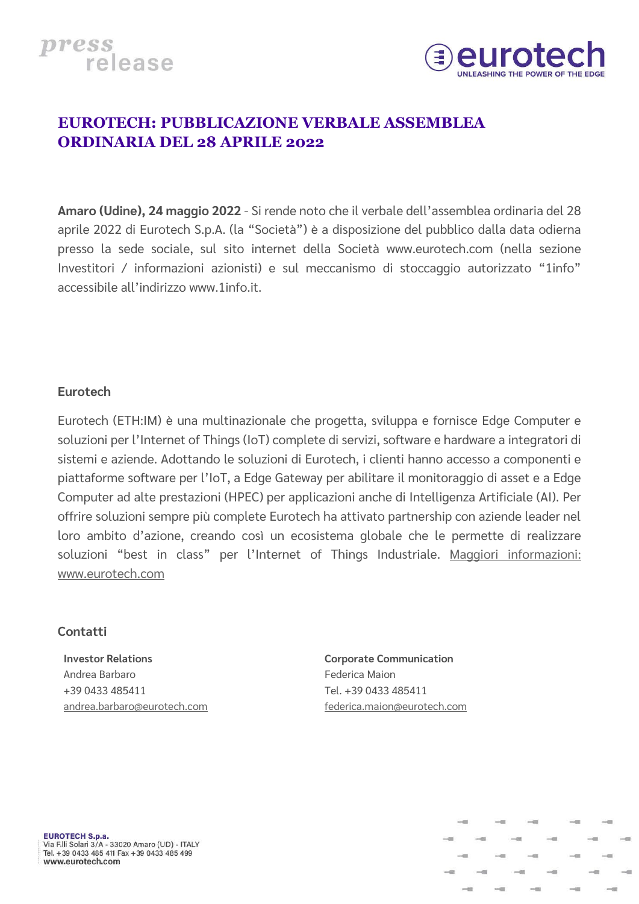press release

# EUROTECH: PUBBLICAZIONE VERBALE ASSEMBLEA ORDINARIA DEL 28 APRILE 2022

**Amaro (Udine), 24 maggio 2022** - Si rende noto che il verbale dell'assemblea ordinaria del 28 aprile 2022 di Eurotech S.p.A. (la "Società") è a disposizione del pubblico dalla data odierna presso la sede sociale, sul sito internet della Società www.eurotech.com (nella sezione Investitori / informazioni azionisti) e sul meccanismo di stoccaggio autorizzato "1info" accessibile all'indirizzo www.1info.it.

## Eurotech

Eurotech (ETH:IM) è una multinazionale che progetta, sviluppa e fornisce Edge Computer e soluzioni per l'Internet of Things (IoT) complete di servizi, software e hardware a integratori di sistemi e aziende. Adottando le soluzioni di Eurotech, i clienti hanno accesso a componenti e piattaforme software per l'IoT, a Edge Gateway per abilitare il monitoraggio di asset e a Edge Computer ad alte prestazioni (HPEC) per applicazioni anche di Intelligenza Artificiale (AI). Per offrire soluzioni sempre più complete Eurotech ha attivato partnership con aziende leader nel loro ambito d'azione, creando così un ecosistema globale che le permette di realizzare soluzioni "best in class" per l'Internet of Things Industriale. Maggiori informazioni: www.eurotech.com

## Contatti

**Investor Relations**
Andrea Barbaro
+39 0433 485411
andrea.barbaro@eurotech.com

**Corporate Communication**
Federica Maion
Tel. +39 0433 485411
federica.maion@eurotech.com

**EUROTECH S.p.a.**
Via F.lli Solari 3/A - 33020 Amaro (UD) - ITALY
Tel. +39 0433 485 411 Fax +39 0433 485 499
www.eurotech.com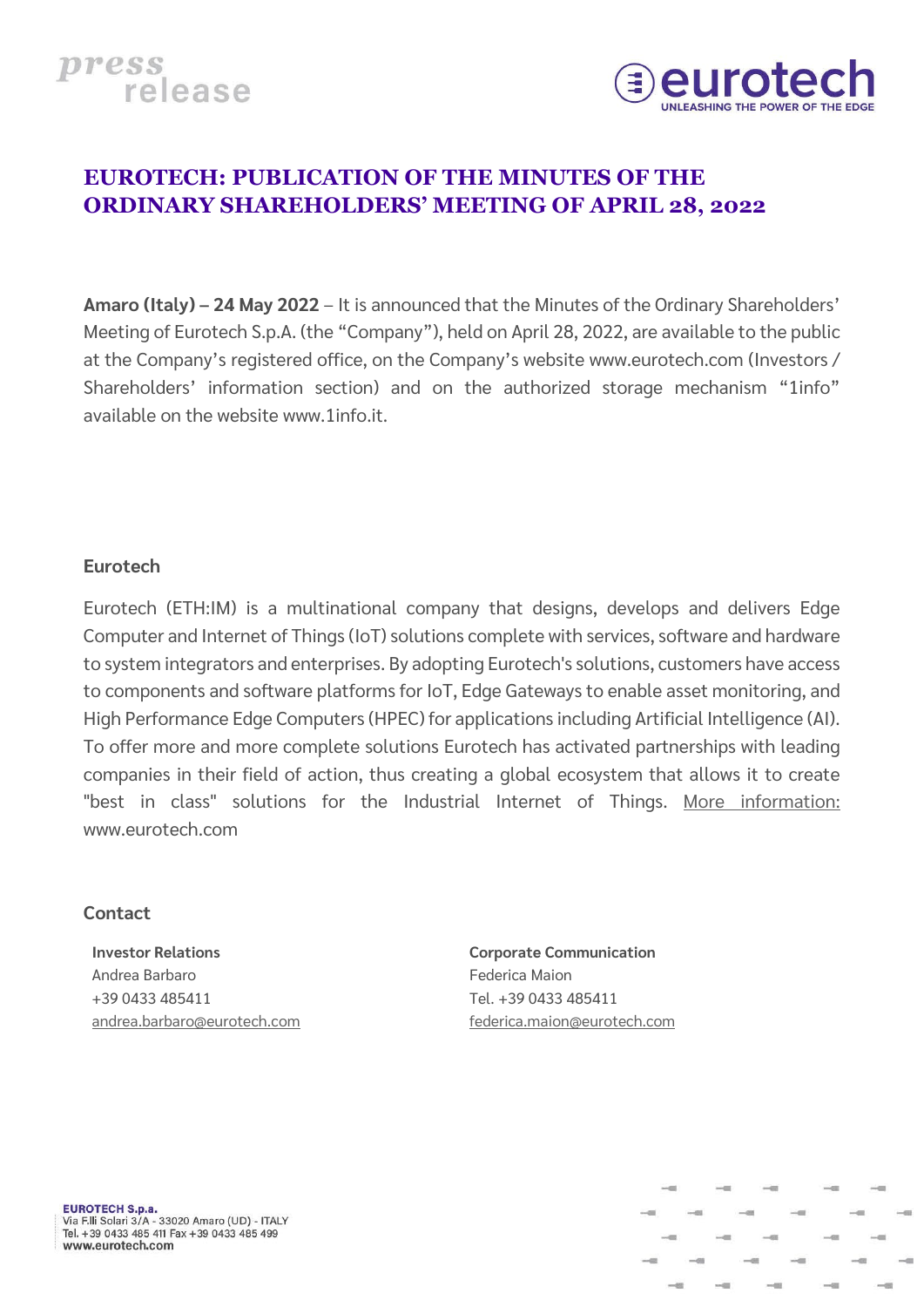# EUROTECH: PUBLICATION OF THE MINUTES OF THE ORDINARY SHAREHOLDERS' MEETING OF APRIL 28, 2022

**Amaro (Italy) – 24 May 2022** – It is announced that the Minutes of the Ordinary Shareholders' Meeting of Eurotech S.p.A. (the "Company"), held on April 28, 2022, are available to the public at the Company's registered office, on the Company's website www.eurotech.com (Investors / Shareholders' information section) and on the authorized storage mechanism "1info" available on the website www.1info.it.

### Eurotech

Eurotech (ETH:IM) is a multinational company that designs, develops and delivers Edge Computer and Internet of Things (IoT) solutions complete with services, software and hardware to system integrators and enterprises. By adopting Eurotech's solutions, customers have access to components and software platforms for IoT, Edge Gateways to enable asset monitoring, and High Performance Edge Computers (HPEC) for applications including Artificial Intelligence (AI). To offer more and more complete solutions Eurotech has activated partnerships with leading companies in their field of action, thus creating a global ecosystem that allows it to create "best in class" solutions for the Industrial Internet of Things. More information: www.eurotech.com

### Contact

**Investor Relations**
Andrea Barbaro
+39 0433 485411
andrea.barbaro@eurotech.com

**Corporate Communication**
Federica Maion
Tel. +39 0433 485411
federica.maion@eurotech.com

**EUROTECH S.p.a.**
Via F.lli Solari 3/A - 33020 Amaro (UD) - ITALY
Tel. +39 0433 485 411 Fax +39 0433 485 499
**www.eurotech.com**